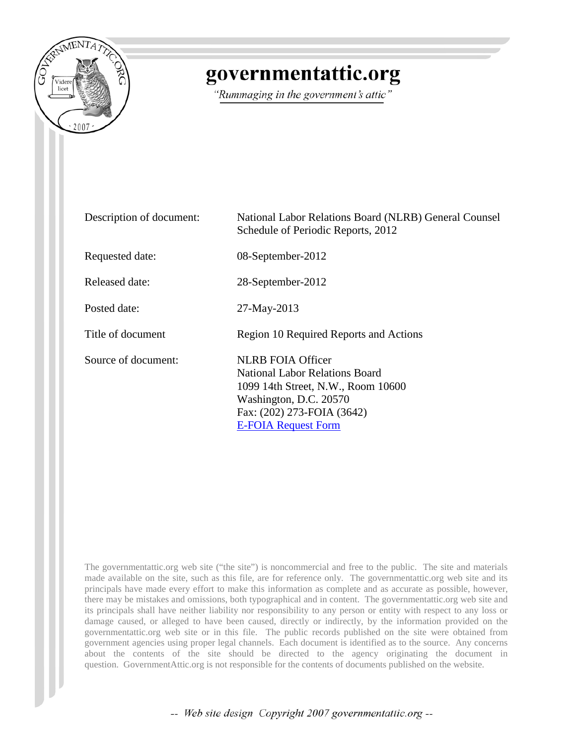# governmentattic.org

*"Rummaging in the government's attic"*

| | |
|---|---|
| Description of document: | National Labor Relations Board (NLRB) General Counsel Schedule of Periodic Reports, 2012 |
| Requested date: | 08-September-2012 |
| Released date: | 28-September-2012 |
| Posted date: | 27-May-2013 |
| Title of document | Region 10 Required Reports and Actions |
| Source of document: | NLRB FOIA Officer<br>National Labor Relations Board<br>1099 14th Street, N.W., Room 10600<br>Washington, D.C. 20570<br>Fax: (202) 273-FOIA (3642)<br>E-FOIA Request Form |

The governmentattic.org web site ("the site") is noncommercial and free to the public. The site and materials made available on the site, such as this file, are for reference only. The governmentattic.org web site and its principals have made every effort to make this information as complete and as accurate as possible, however, there may be mistakes and omissions, both typographical and in content. The governmentattic.org web site and its principals shall have neither liability nor responsibility to any person or entity with respect to any loss or damage caused, or alleged to have been caused, directly or indirectly, by the information provided on the governmentattic.org web site or in this file. The public records published on the site were obtained from government agencies using proper legal channels. Each document is identified as to the source. Any concerns about the contents of the site should be directed to the agency originating the document in question. GovernmentAttic.org is not responsible for the contents of documents published on the website.

*-- Web site design Copyright 2007 governmentattic.org --*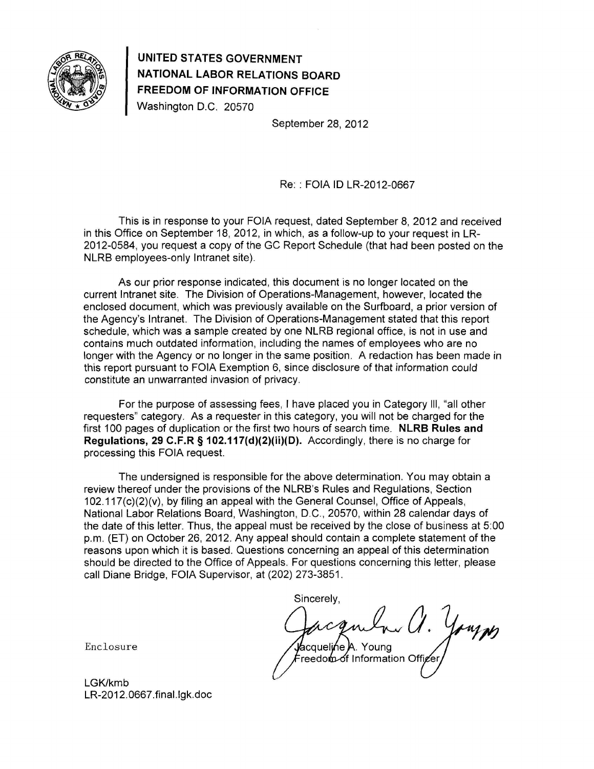**UNITED STATES GOVERNMENT**
**NATIONAL LABOR RELATIONS BOARD**
**FREEDOM OF INFORMATION OFFICE**
Washington D.C. 20570

September 28, 2012

Re: : FOIA ID LR-2012-0667

This is in response to your FOIA request, dated September 8, 2012 and received in this Office on September 18, 2012, in which, as a follow-up to your request in LR-2012-0584, you request a copy of the GC Report Schedule (that had been posted on the NLRB employees-only Intranet site).

As our prior response indicated, this document is no longer located on the current Intranet site. The Division of Operations-Management, however, located the enclosed document, which was previously available on the Surfboard, a prior version of the Agency's Intranet. The Division of Operations-Management stated that this report schedule, which was a sample created by one NLRB regional office, is not in use and contains much outdated information, including the names of employees who are no longer with the Agency or no longer in the same position. A redaction has been made in this report pursuant to FOIA Exemption 6, since disclosure of that information could constitute an unwarranted invasion of privacy.

For the purpose of assessing fees, I have placed you in Category III, "all other requesters" category. As a requester in this category, you will not be charged for the first 100 pages of duplication or the first two hours of search time. **NLRB Rules and Regulations, 29 C.F.R § 102.117(d)(2)(ii)(D).** Accordingly, there is no charge for processing this FOIA request.

The undersigned is responsible for the above determination. You may obtain a review thereof under the provisions of the NLRB's Rules and Regulations, Section 102.117(c)(2)(v), by filing an appeal with the General Counsel, Office of Appeals, National Labor Relations Board, Washington, D.C., 20570, within 28 calendar days of the date of this letter. Thus, the appeal must be received by the close of business at 5:00 p.m. (ET) on October 26, 2012. Any appeal should contain a complete statement of the reasons upon which it is based. Questions concerning an appeal of this determination should be directed to the Office of Appeals. For questions concerning this letter, please call Diane Bridge, FOIA Supervisor, at (202) 273-3851.

Sincerely,

Jacqueline A. Young
Freedom of Information Officer

Enclosure

LGK/kmb
LR-2012.0667.final.lgk.doc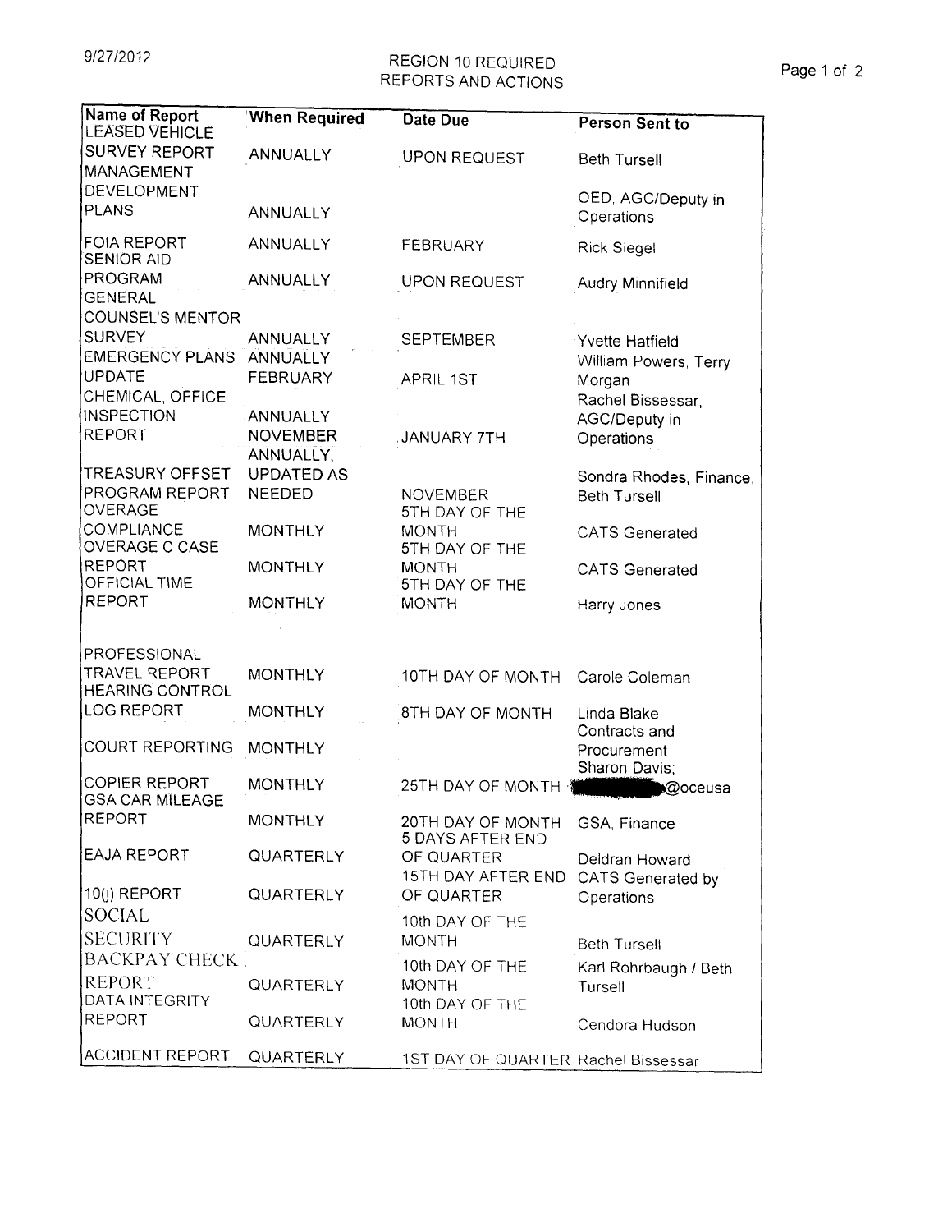9/27/2012

# REGION 10 REQUIRED REPORTS AND ACTIONS

| Name of Report | When Required | Date Due | Person Sent to |
|---|---|---|---|
| LEASED VEHICLE SURVEY REPORT | ANNUALLY | UPON REQUEST | Beth Tursell |
| MANAGEMENT DEVELOPMENT PLANS | ANNUALLY | | OED, AGC/Deputy in Operations |
| FOIA REPORT | ANNUALLY | FEBRUARY | Rick Siegel |
| SENIOR AID PROGRAM | ANNUALLY | UPON REQUEST | Audry Minnifield |
| GENERAL COUNSEL'S MENTOR SURVEY | ANNUALLY | SEPTEMBER | Yvette Hatfield |
| EMERGENCY PLANS UPDATE | ANNUALLY FEBRUARY | APRIL 1ST | William Powers, Terry Morgan |
| CHEMICAL, OFFICE INSPECTION REPORT | ANNUALLY NOVEMBER | JANUARY 7TH | Rachel Bissessar, AGC/Deputy in Operations |
| TREASURY OFFSET PROGRAM REPORT | ANNUALLY, UPDATED AS NEEDED | NOVEMBER | Sondra Rhodes, Finance, Beth Tursell |
| OVERAGE COMPLIANCE | MONTHLY | 5TH DAY OF THE MONTH | CATS Generated |
| OVERAGE C CASE REPORT | MONTHLY | 5TH DAY OF THE MONTH | CATS Generated |
| OFFICIAL TIME REPORT | MONTHLY | 5TH DAY OF THE MONTH | Harry Jones |
| PROFESSIONAL TRAVEL REPORT | MONTHLY | 10TH DAY OF MONTH | Carole Coleman |
| HEARING CONTROL LOG REPORT | MONTHLY | 8TH DAY OF MONTH | Linda Blake |
| COURT REPORTING | MONTHLY | | Contracts and Procurement |
| COPIER REPORT | MONTHLY | 25TH DAY OF MONTH | Sharon Davis; [redacted]@oceusa |
| GSA CAR MILEAGE REPORT | MONTHLY | 20TH DAY OF MONTH | GSA, Finance |
| EAJA REPORT | QUARTERLY | 5 DAYS AFTER END OF QUARTER | Deldran Howard |
| 10(j) REPORT | QUARTERLY | 15TH DAY AFTER END OF QUARTER | CATS Generated by Operations |
| SOCIAL SECURITY | QUARTERLY | 10th DAY OF THE MONTH | Beth Tursell |
| BACKPAY CHECK REPORT | QUARTERLY | 10th DAY OF THE MONTH | Karl Rohrbaugh / Beth Tursell |
| DATA INTEGRITY REPORT | QUARTERLY | 10th DAY OF THE MONTH | Cendora Hudson |
| ACCIDENT REPORT | QUARTERLY | 1ST DAY OF QUARTER | Rachel Bissessar |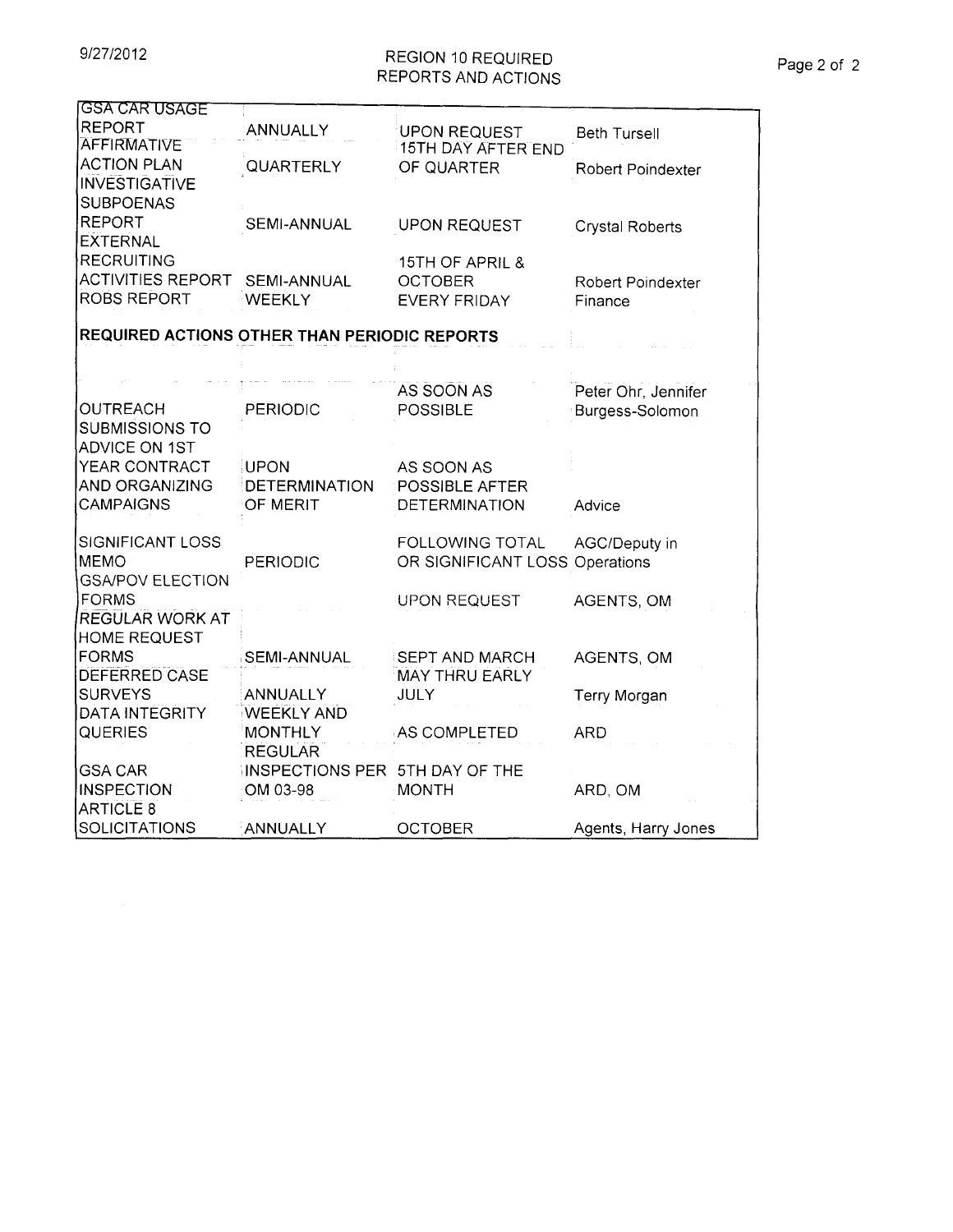# REGION 10 REQUIRED REPORTS AND ACTIONS

| | | | |
|---|---|---|---|
| GSA CAR USAGE REPORT | ANNUALLY | UPON REQUEST | Beth Tursell |
| AFFIRMATIVE ACTION PLAN | QUARTERLY | 15TH DAY AFTER END OF QUARTER | Robert Poindexter |
| INVESTIGATIVE SUBPOENAS REPORT | SEMI-ANNUAL | UPON REQUEST | Crystal Roberts |
| EXTERNAL RECRUITING ACTIVITIES REPORT | SEMI-ANNUAL | 15TH OF APRIL & OCTOBER | Robert Poindexter |
| ROBS REPORT | WEEKLY | EVERY FRIDAY | Finance |
| **REQUIRED ACTIONS OTHER THAN PERIODIC REPORTS** | | | |
| OUTREACH | PERIODIC | AS SOON AS POSSIBLE | Peter Ohr, Jennifer Burgess-Solomon |
| SUBMISSIONS TO ADVICE ON 1ST YEAR CONTRACT AND ORGANIZING CAMPAIGNS | UPON DETERMINATION OF MERIT | AS SOON AS POSSIBLE AFTER DETERMINATION | Advice |
| SIGNIFICANT LOSS MEMO | PERIODIC | FOLLOWING TOTAL OR SIGNIFICANT LOSS | AGC/Deputy in Operations |
| GSA/POV ELECTION FORMS | | UPON REQUEST | AGENTS, OM |
| REGULAR WORK AT HOME REQUEST FORMS | SEMI-ANNUAL | SEPT AND MARCH | AGENTS, OM |
| DEFERRED CASE SURVEYS | ANNUALLY | MAY THRU EARLY JULY | Terry Morgan |
| DATA INTEGRITY QUERIES | WEEKLY AND MONTHLY | AS COMPLETED | ARD |
| GSA CAR INSPECTION | REGULAR INSPECTIONS PER OM 03-98 | 5TH DAY OF THE MONTH | ARD, OM |
| ARTICLE 8 SOLICITATIONS | ANNUALLY | OCTOBER | Agents, Harry Jones |